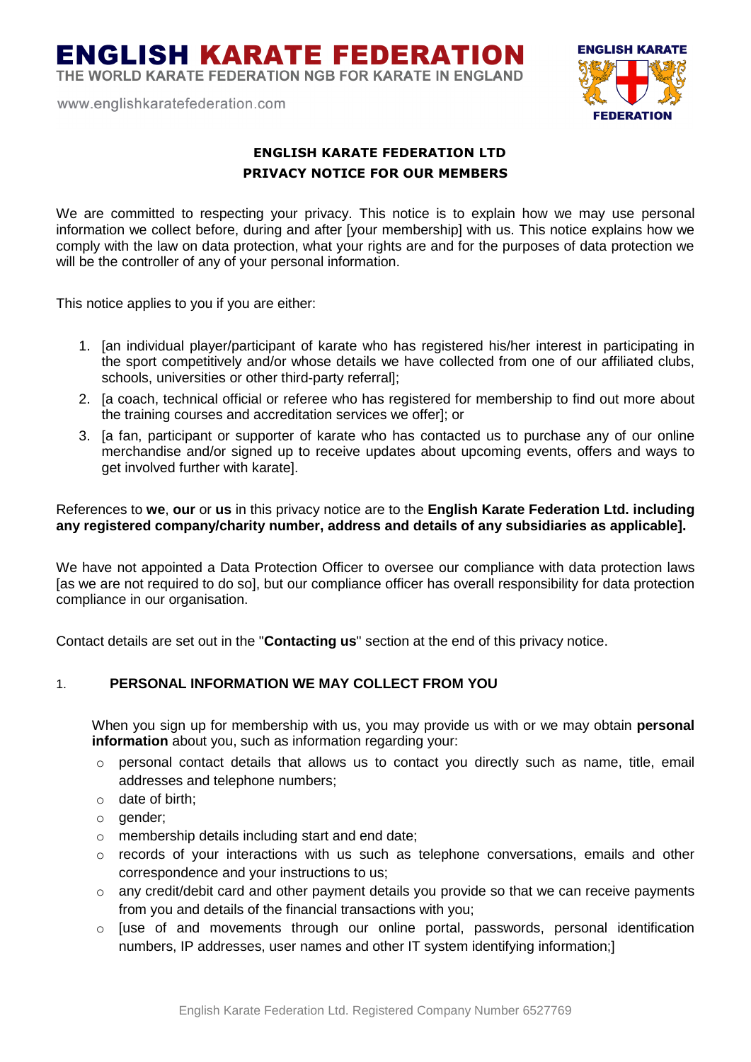# ENGLISH KARATE FEDERATION

THE WORLD KARATE FEDERATION NGB FOR KARATE IN ENGLAND

www.englishkaratefederation.com

## ENGLISH KARATE FEDERATION LTD
## PRIVACY NOTICE FOR OUR MEMBERS

We are committed to respecting your privacy. This notice is to explain how we may use personal information we collect before, during and after [your membership] with us. This notice explains how we comply with the law on data protection, what your rights are and for the purposes of data protection we will be the controller of any of your personal information.

This notice applies to you if you are either:

1. [an individual player/participant of karate who has registered his/her interest in participating in the sport competitively and/or whose details we have collected from one of our affiliated clubs, schools, universities or other third-party referral];
2. [a coach, technical official or referee who has registered for membership to find out more about the training courses and accreditation services we offer]; or
3. [a fan, participant or supporter of karate who has contacted us to purchase any of our online merchandise and/or signed up to receive updates about upcoming events, offers and ways to get involved further with karate].

References to **we**, **our** or **us** in this privacy notice are to the **English Karate Federation Ltd. including any registered company/charity number, address and details of any subsidiaries as applicable].**

We have not appointed a Data Protection Officer to oversee our compliance with data protection laws [as we are not required to do so], but our compliance officer has overall responsibility for data protection compliance in our organisation.

Contact details are set out in the "**Contacting us**" section at the end of this privacy notice.

### 1. PERSONAL INFORMATION WE MAY COLLECT FROM YOU

When you sign up for membership with us, you may provide us with or we may obtain **personal information** about you, such as information regarding your:

- personal contact details that allows us to contact you directly such as name, title, email addresses and telephone numbers;
- date of birth;
- gender;
- membership details including start and end date;
- records of your interactions with us such as telephone conversations, emails and other correspondence and your instructions to us;
- any credit/debit card and other payment details you provide so that we can receive payments from you and details of the financial transactions with you;
- [use of and movements through our online portal, passwords, personal identification numbers, IP addresses, user names and other IT system identifying information;]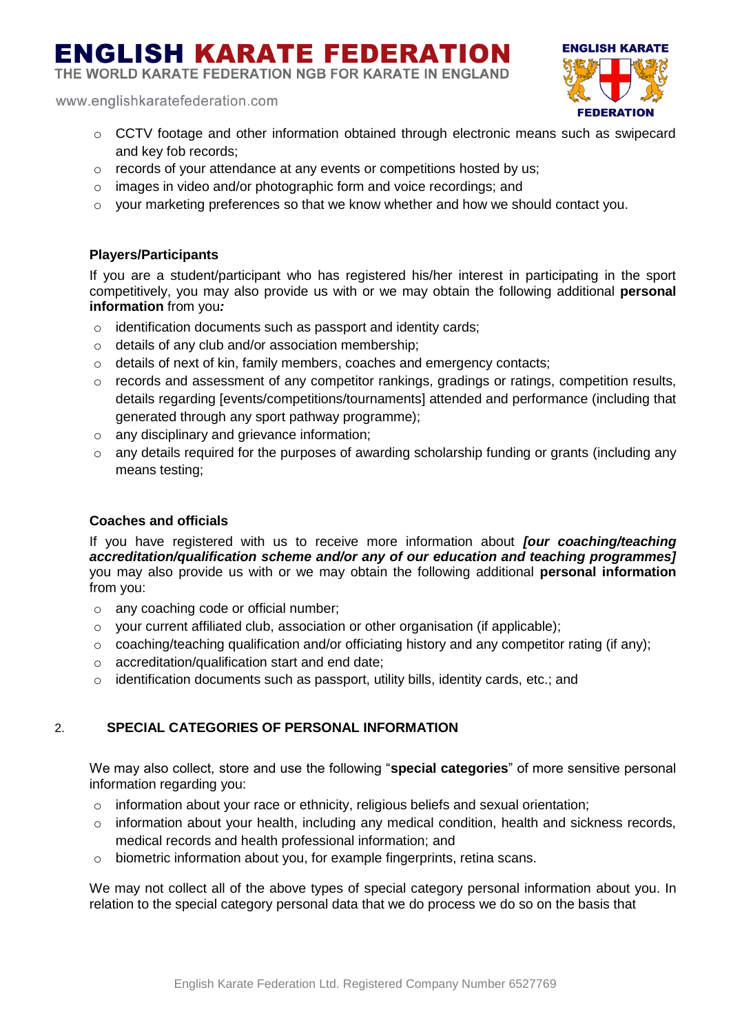- CCTV footage and other information obtained through electronic means such as swipecard and key fob records;
- records of your attendance at any events or competitions hosted by us;
- images in video and/or photographic form and voice recordings; and
- your marketing preferences so that we know whether and how we should contact you.

**Players/Participants**

If you are a student/participant who has registered his/her interest in participating in the sport competitively, you may also provide us with or we may obtain the following additional **personal information** from you*:*

- identification documents such as passport and identity cards;
- details of any club and/or association membership;
- details of next of kin, family members, coaches and emergency contacts;
- records and assessment of any competitor rankings, gradings or ratings, competition results, details regarding [events/competitions/tournaments] attended and performance (including that generated through any sport pathway programme);
- any disciplinary and grievance information;
- any details required for the purposes of awarding scholarship funding or grants (including any means testing;

**Coaches and officials**

If you have registered with us to receive more information about ***[our coaching/teaching accreditation/qualification scheme and/or any of our education and teaching programmes]*** you may also provide us with or we may obtain the following additional **personal information** from you:

- any coaching code or official number;
- your current affiliated club, association or other organisation (if applicable);
- coaching/teaching qualification and/or officiating history and any competitor rating (if any);
- accreditation/qualification start and end date;
- identification documents such as passport, utility bills, identity cards, etc.; and

## 2. SPECIAL CATEGORIES OF PERSONAL INFORMATION

We may also collect, store and use the following "**special categories**" of more sensitive personal information regarding you:

- information about your race or ethnicity, religious beliefs and sexual orientation;
- information about your health, including any medical condition, health and sickness records, medical records and health professional information; and
- biometric information about you, for example fingerprints, retina scans.

We may not collect all of the above types of special category personal information about you. In relation to the special category personal data that we do process we do so on the basis that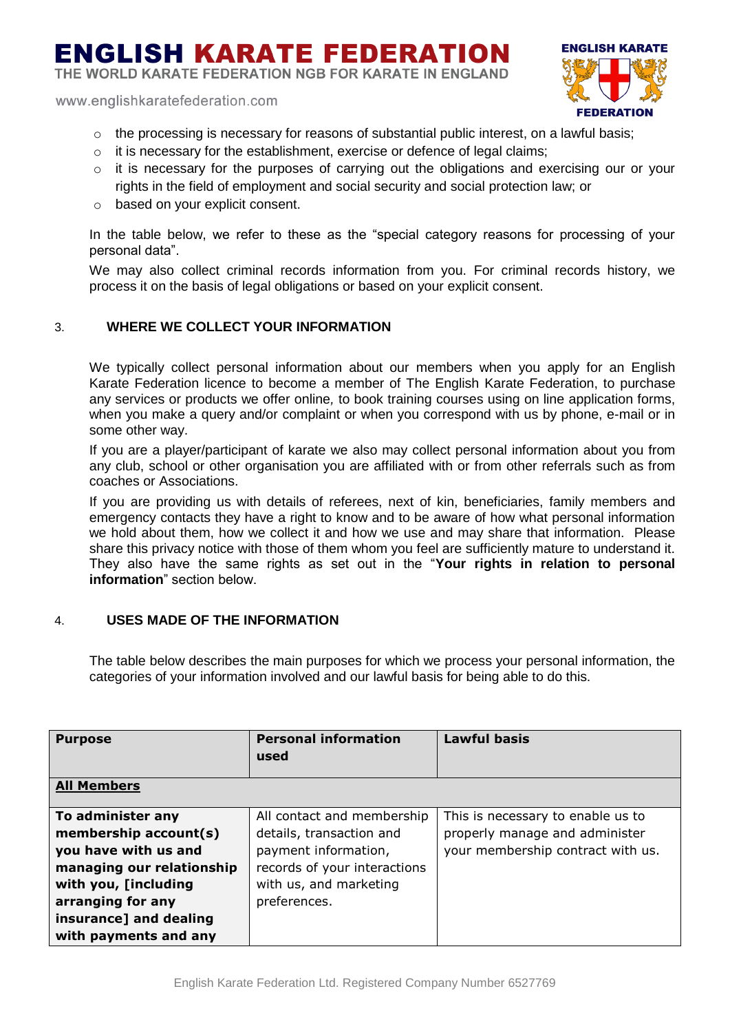- the processing is necessary for reasons of substantial public interest, on a lawful basis;
- it is necessary for the establishment, exercise or defence of legal claims;
- it is necessary for the purposes of carrying out the obligations and exercising our or your rights in the field of employment and social security and social protection law; or
- based on your explicit consent.

In the table below, we refer to these as the "special category reasons for processing of your personal data".

We may also collect criminal records information from you. For criminal records history, we process it on the basis of legal obligations or based on your explicit consent.

## 3. WHERE WE COLLECT YOUR INFORMATION

We typically collect personal information about our members when you apply for an English Karate Federation licence to become a member of The English Karate Federation, to purchase any services or products we offer online, to book training courses using on line application forms, when you make a query and/or complaint or when you correspond with us by phone, e-mail or in some other way.

If you are a player/participant of karate we also may collect personal information about you from any club, school or other organisation you are affiliated with or from other referrals such as from coaches or Associations.

If you are providing us with details of referees, next of kin, beneficiaries, family members and emergency contacts they have a right to know and to be aware of how what personal information we hold about them, how we collect it and how we use and may share that information. Please share this privacy notice with those of them whom you feel are sufficiently mature to understand it. They also have the same rights as set out in the "**Your rights in relation to personal information**" section below.

## 4. USES MADE OF THE INFORMATION

The table below describes the main purposes for which we process your personal information, the categories of your information involved and our lawful basis for being able to do this.

| **Purpose** | **Personal information used** | **Lawful basis** |
|---|---|---|
| **All Members** | | |
| **To administer any membership account(s) you have with us and managing our relationship with you, [including arranging for any insurance] and dealing with payments and any** | All contact and membership details, transaction and payment information, records of your interactions with us, and marketing preferences. | This is necessary to enable us to properly manage and administer your membership contract with us. |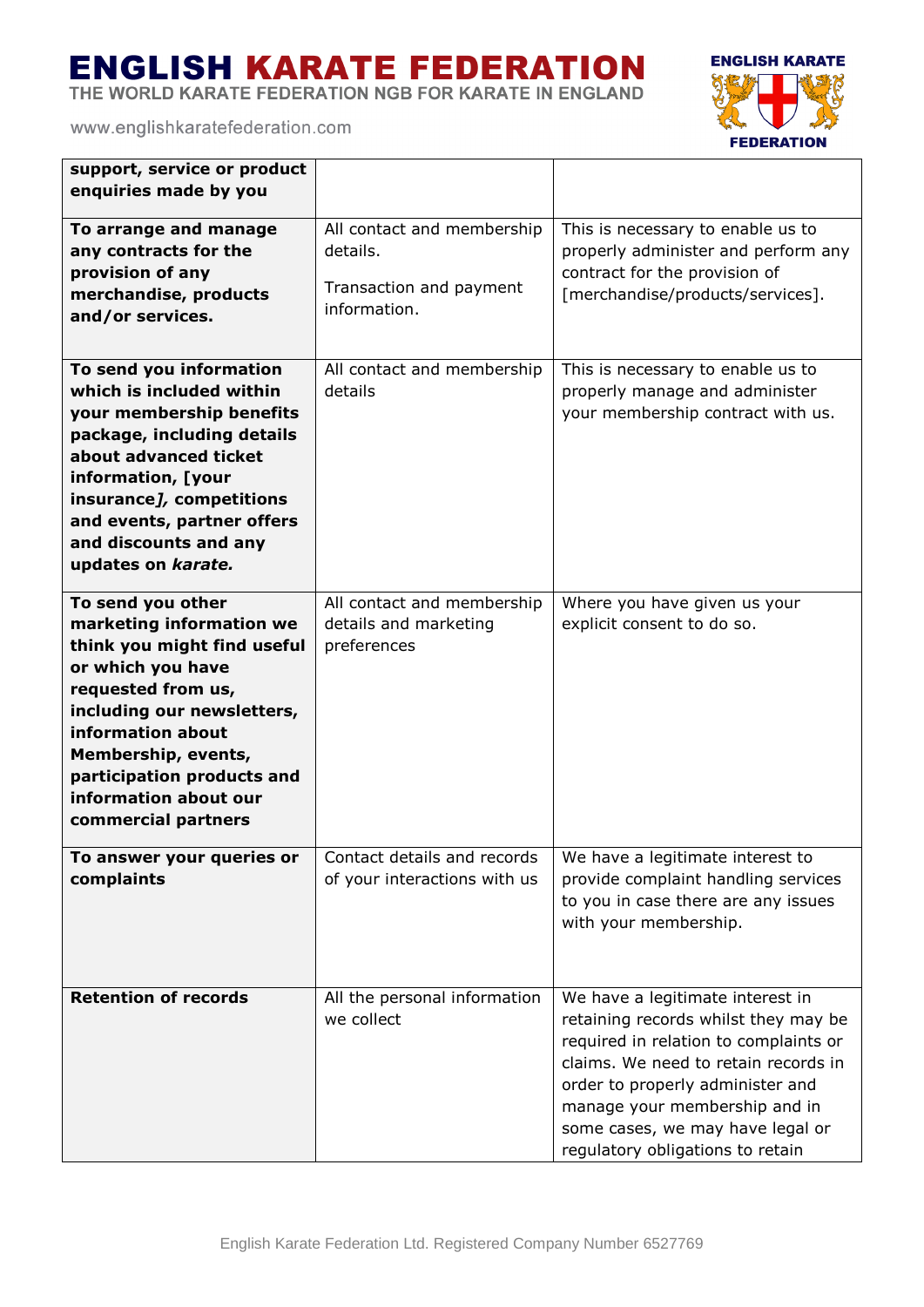| | | |
|---|---|---|
| **support, service or product enquiries made by you** | | |
| **To arrange and manage any contracts for the provision of any merchandise, products and/or services.** | All contact and membership details.<br><br>Transaction and payment information. | This is necessary to enable us to properly administer and perform any contract for the provision of [merchandise/products/services]. |
| **To send you information which is included within your membership benefits package, including details about advanced ticket information, [your insurance*]*, competitions and events, partner offers and discounts and any updates on *karate.*** | All contact and membership details | This is necessary to enable us to properly manage and administer your membership contract with us. |
| **To send you other marketing information we think you might find useful or which you have requested from us, including our newsletters, information about Membership, events, participation products and information about our commercial partners** | All contact and membership details and marketing preferences | Where you have given us your explicit consent to do so. |
| **To answer your queries or complaints** | Contact details and records of your interactions with us | We have a legitimate interest to provide complaint handling services to you in case there are any issues with your membership. |
| **Retention of records** | All the personal information we collect | We have a legitimate interest in retaining records whilst they may be required in relation to complaints or claims. We need to retain records in order to properly administer and manage your membership and in some cases, we may have legal or regulatory obligations to retain |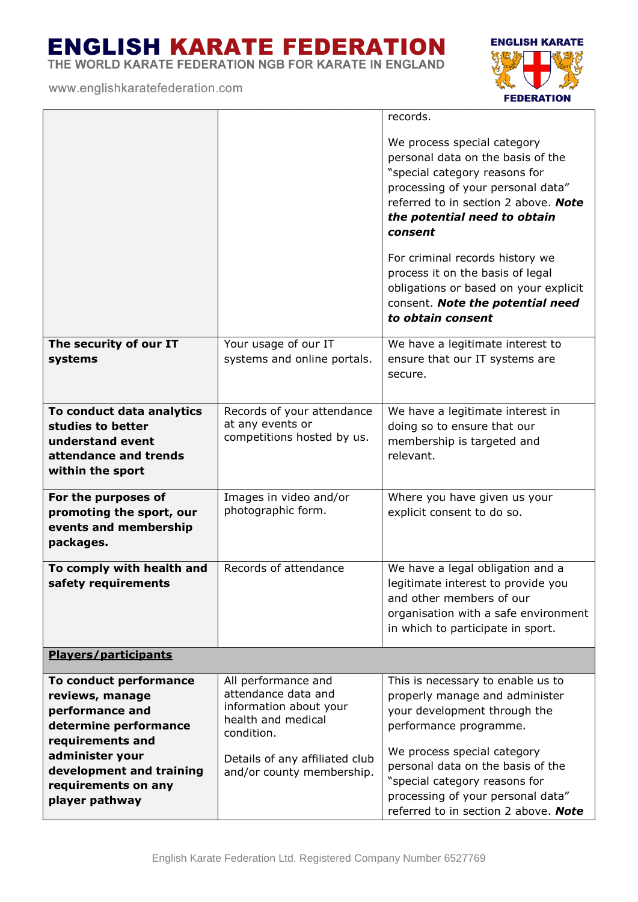| | | |
|---|---|---|
| | | records.<br><br>We process special category personal data on the basis of the "special category reasons for processing of your personal data" referred to in section 2 above. ***Note the potential need to obtain consent***<br><br>For criminal records history we process it on the basis of legal obligations or based on your explicit consent. ***Note the potential need to obtain consent*** |
| **The security of our IT systems** | Your usage of our IT systems and online portals. | We have a legitimate interest to ensure that our IT systems are secure. |
| **To conduct data analytics studies to better understand event attendance and trends within the sport** | Records of your attendance at any events or competitions hosted by us. | We have a legitimate interest in doing so to ensure that our membership is targeted and relevant. |
| **For the purposes of promoting the sport, our events and membership packages.** | Images in video and/or photographic form. | Where you have given us your explicit consent to do so. |
| **To comply with health and safety requirements** | Records of attendance | We have a legal obligation and a legitimate interest to provide you and other members of our organisation with a safe environment in which to participate in sport. |
| **<u>Players/participants</u>** | | |
| **To conduct performance reviews, manage performance and determine performance requirements and administer your development and training requirements on any player pathway** | All performance and attendance data and information about your health and medical condition.<br><br>Details of any affiliated club and/or county membership. | This is necessary to enable us to properly manage and administer your development through the performance programme.<br><br>We process special category personal data on the basis of the "special category reasons for processing of your personal data" referred to in section 2 above. ***Note*** |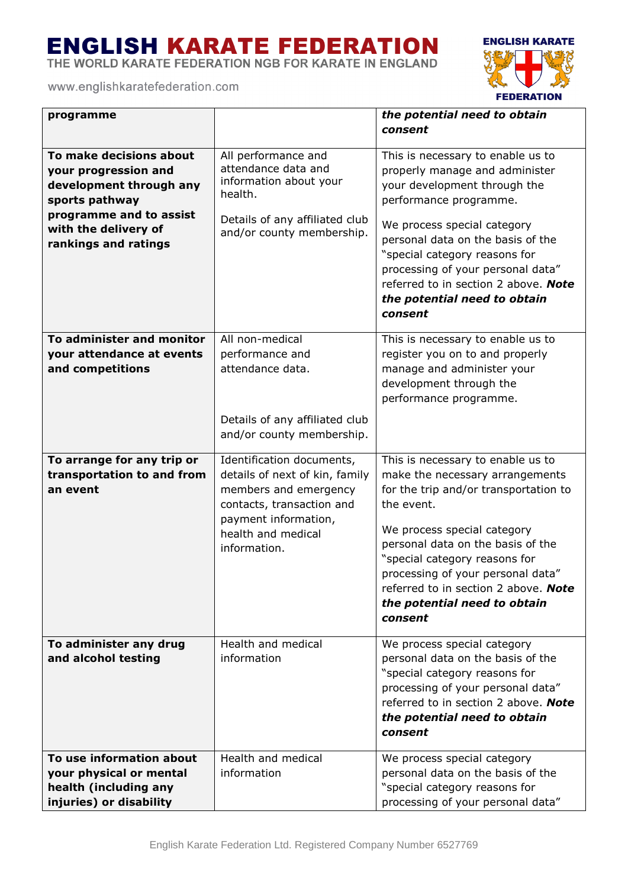| | | |
|---|---|---|
| **programme** | | ***the potential need to obtain consent*** |
| **To make decisions about your progression and development through any sports pathway programme and to assist with the delivery of rankings and ratings** | All performance and attendance data and information about your health.<br><br>Details of any affiliated club and/or county membership. | This is necessary to enable us to properly manage and administer your development through the performance programme.<br><br>We process special category personal data on the basis of the "special category reasons for processing of your personal data" referred to in section 2 above. ***Note the potential need to obtain consent*** |
| **To administer and monitor your attendance at events and competitions** | All non-medical performance and attendance data.<br><br>Details of any affiliated club and/or county membership. | This is necessary to enable us to register you on to and properly manage and administer your development through the performance programme. |
| **To arrange for any trip or transportation to and from an event** | Identification documents, details of next of kin, family members and emergency contacts, transaction and payment information, health and medical information. | This is necessary to enable us to make the necessary arrangements for the trip and/or transportation to the event.<br><br>We process special category personal data on the basis of the "special category reasons for processing of your personal data" referred to in section 2 above. ***Note the potential need to obtain consent*** |
| **To administer any drug and alcohol testing** | Health and medical information | We process special category personal data on the basis of the "special category reasons for processing of your personal data" referred to in section 2 above. ***Note the potential need to obtain consent*** |
| **To use information about your physical or mental health (including any injuries) or disability** | Health and medical information | We process special category personal data on the basis of the "special category reasons for processing of your personal data" |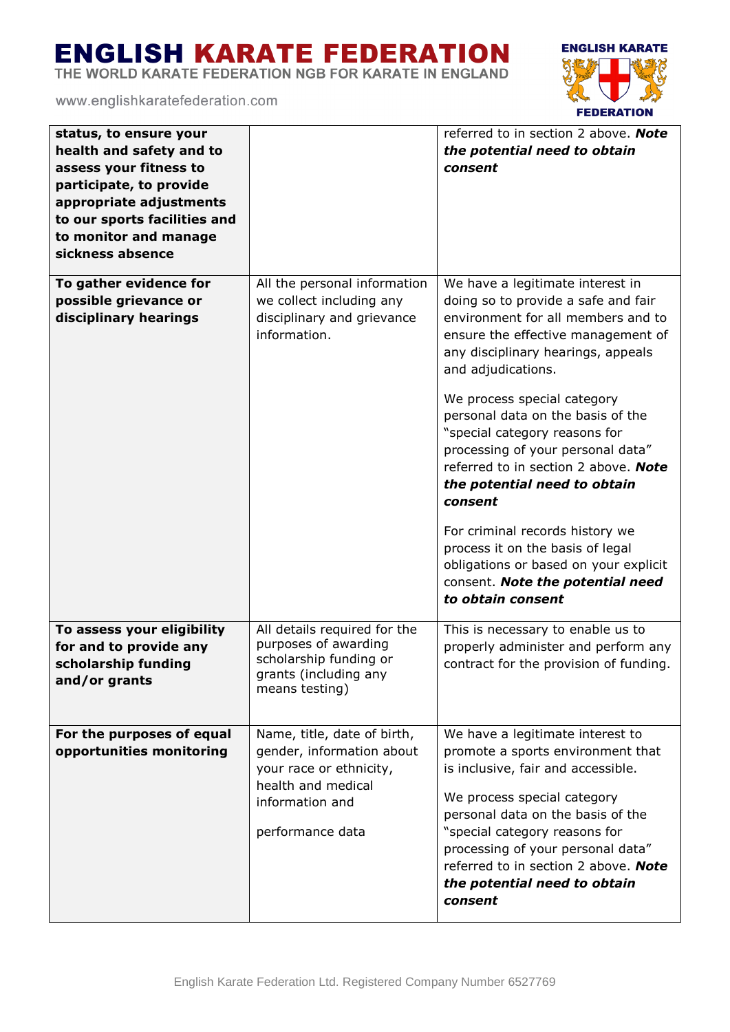| | | |
|---|---|---|
| **status, to ensure your health and safety and to assess your fitness to participate, to provide appropriate adjustments to our sports facilities and to monitor and manage sickness absence** | | referred to in section 2 above. ***Note the potential need to obtain consent*** |
| **To gather evidence for possible grievance or disciplinary hearings** | All the personal information we collect including any disciplinary and grievance information. | We have a legitimate interest in doing so to provide a safe and fair environment for all members and to ensure the effective management of any disciplinary hearings, appeals and adjudications.<br><br>We process special category personal data on the basis of the "special category reasons for processing of your personal data" referred to in section 2 above. ***Note the potential need to obtain consent***<br><br>For criminal records history we process it on the basis of legal obligations or based on your explicit consent. ***Note the potential need to obtain consent*** |
| **To assess your eligibility for and to provide any scholarship funding and/or grants** | All details required for the purposes of awarding scholarship funding or grants (including any means testing) | This is necessary to enable us to properly administer and perform any contract for the provision of funding. |
| **For the purposes of equal opportunities monitoring** | Name, title, date of birth, gender, information about your race or ethnicity, health and medical information and<br><br>performance data | We have a legitimate interest to promote a sports environment that is inclusive, fair and accessible.<br><br>We process special category personal data on the basis of the "special category reasons for processing of your personal data" referred to in section 2 above. ***Note the potential need to obtain consent*** |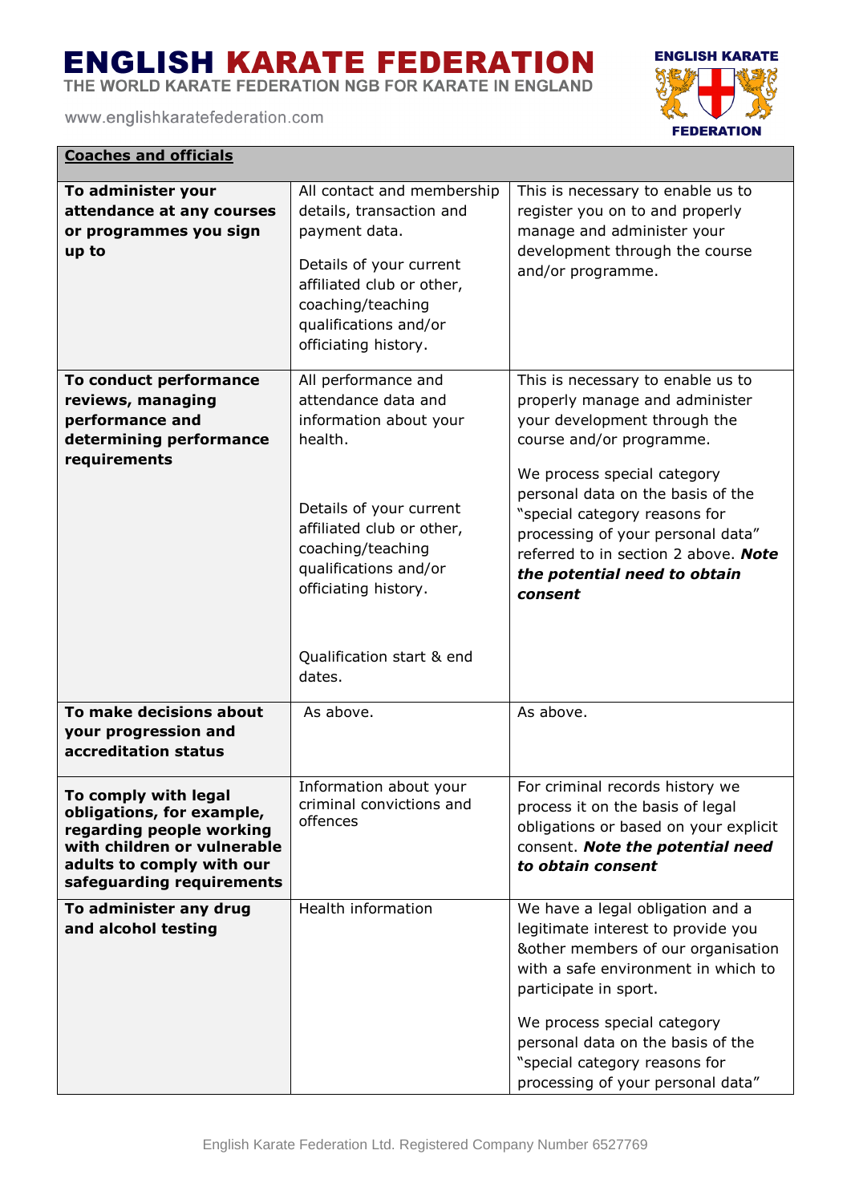| **Coaches and officials** | | |
|---|---|---|
| **To administer your attendance at any courses or programmes you sign up to** | All contact and membership details, transaction and payment data.<br><br>Details of your current affiliated club or other, coaching/teaching qualifications and/or officiating history. | This is necessary to enable us to register you on to and properly manage and administer your development through the course and/or programme. |
| **To conduct performance reviews, managing performance and determining performance requirements** | All performance and attendance data and information about your health.<br><br>Details of your current affiliated club or other, coaching/teaching qualifications and/or officiating history.<br><br>Qualification start & end dates. | This is necessary to enable us to properly manage and administer your development through the course and/or programme.<br><br>We process special category personal data on the basis of the "special category reasons for processing of your personal data" referred to in section 2 above. ***Note the potential need to obtain consent*** |
| **To make decisions about your progression and accreditation status** | As above. | As above. |
| **To comply with legal obligations, for example, regarding people working with children or vulnerable adults to comply with our safeguarding requirements** | Information about your criminal convictions and offences | For criminal records history we process it on the basis of legal obligations or based on your explicit consent. ***Note the potential need to obtain consent*** |
| **To administer any drug and alcohol testing** | Health information | We have a legal obligation and a legitimate interest to provide you &other members of our organisation with a safe environment in which to participate in sport.<br><br>We process special category personal data on the basis of the "special category reasons for processing of your personal data" |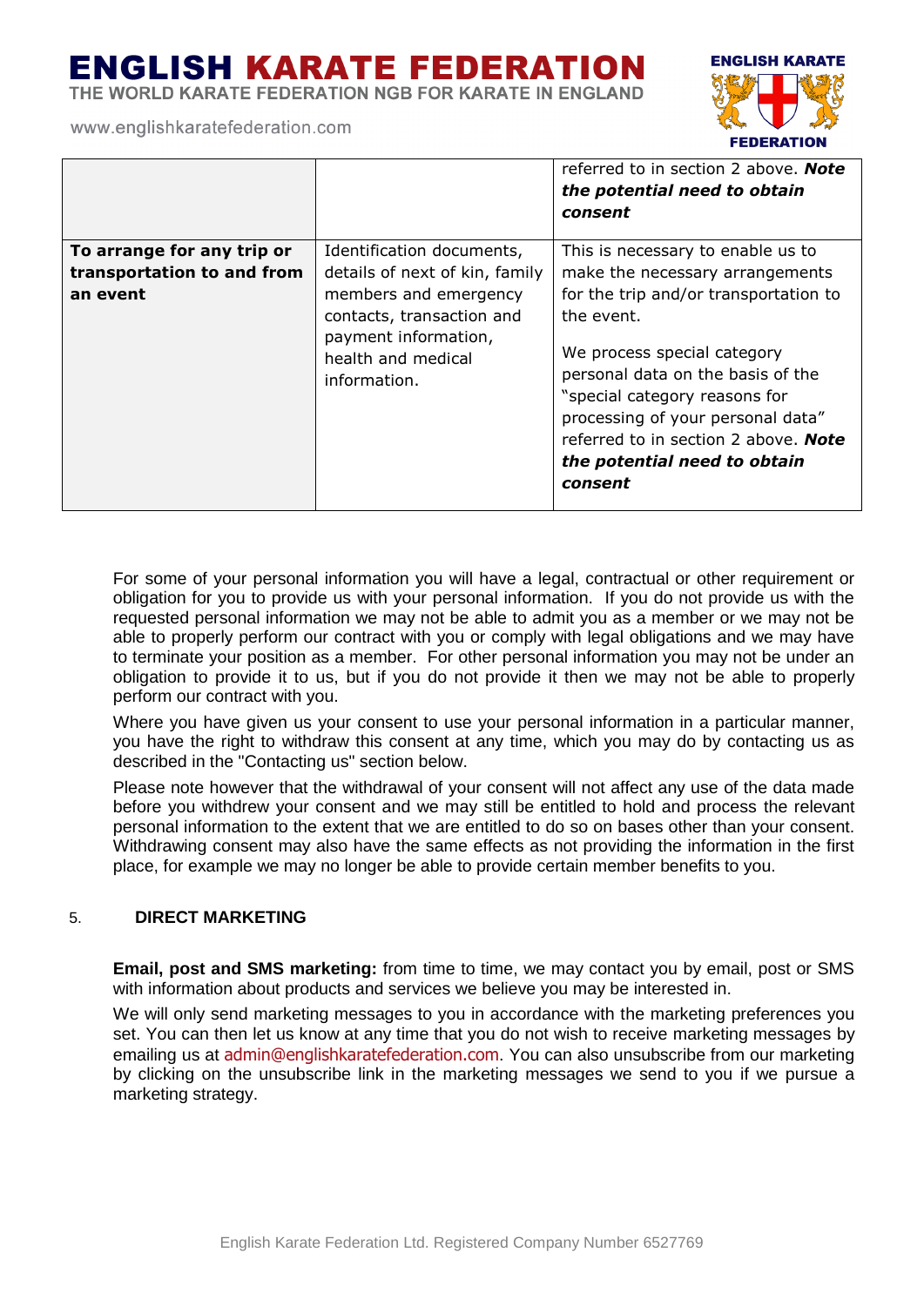| | | |
|---|---|---|
| | | referred to in section 2 above. ***Note the potential need to obtain consent*** |
| **To arrange for any trip or transportation to and from an event** | Identification documents, details of next of kin, family members and emergency contacts, transaction and payment information, health and medical information. | This is necessary to enable us to make the necessary arrangements for the trip and/or transportation to the event.<br><br>We process special category personal data on the basis of the "special category reasons for processing of your personal data" referred to in section 2 above. ***Note the potential need to obtain consent*** |

For some of your personal information you will have a legal, contractual or other requirement or obligation for you to provide us with your personal information. If you do not provide us with the requested personal information we may not be able to admit you as a member or we may not be able to properly perform our contract with you or comply with legal obligations and we may have to terminate your position as a member. For other personal information you may not be under an obligation to provide it to us, but if you do not provide it then we may not be able to properly perform our contract with you.

Where you have given us your consent to use your personal information in a particular manner, you have the right to withdraw this consent at any time, which you may do by contacting us as described in the "Contacting us" section below.

Please note however that the withdrawal of your consent will not affect any use of the data made before you withdrew your consent and we may still be entitled to hold and process the relevant personal information to the extent that we are entitled to do so on bases other than your consent. Withdrawing consent may also have the same effects as not providing the information in the first place, for example we may no longer be able to provide certain member benefits to you.

## 5. DIRECT MARKETING

**Email, post and SMS marketing:** from time to time, we may contact you by email, post or SMS with information about products and services we believe you may be interested in.

We will only send marketing messages to you in accordance with the marketing preferences you set. You can then let us know at any time that you do not wish to receive marketing messages by emailing us at admin@englishkaratefederation.com. You can also unsubscribe from our marketing by clicking on the unsubscribe link in the marketing messages we send to you if we pursue a marketing strategy.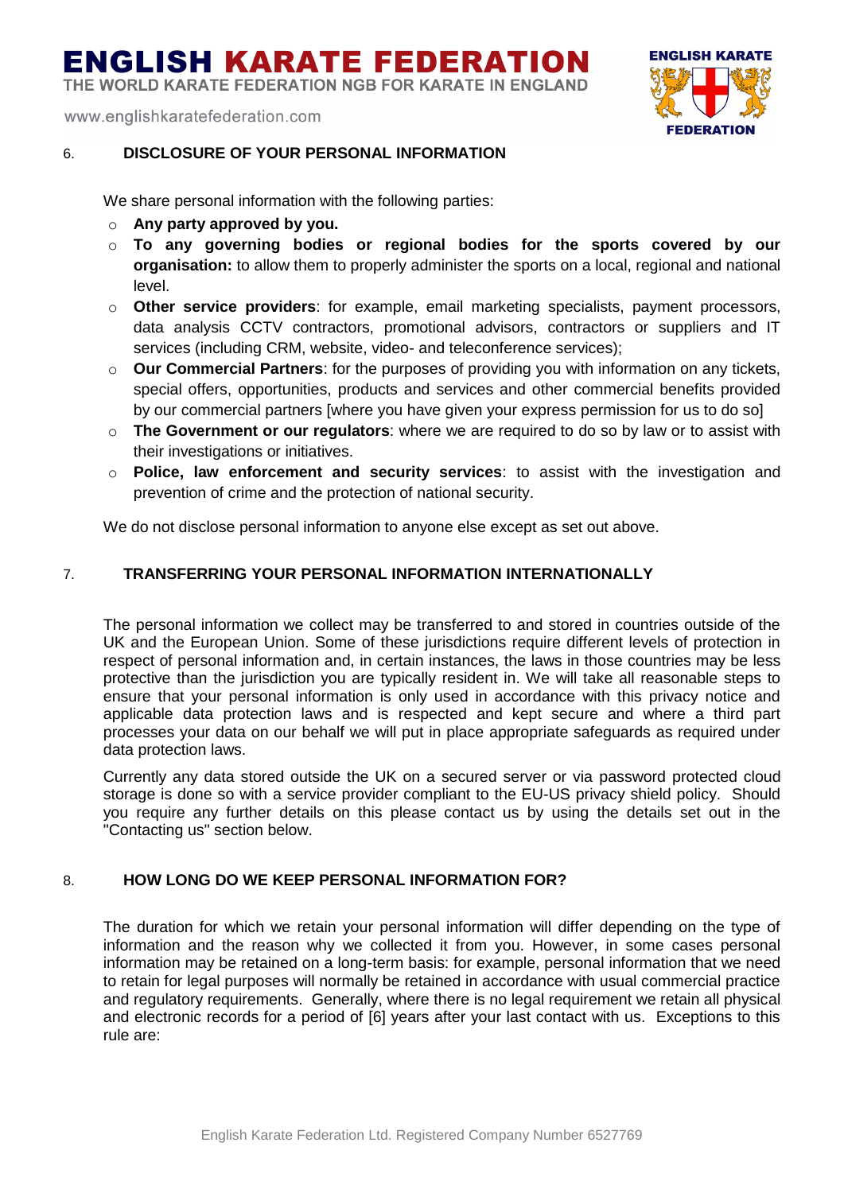## 6. DISCLOSURE OF YOUR PERSONAL INFORMATION

We share personal information with the following parties:

- **Any party approved by you.**
- **To any governing bodies or regional bodies for the sports covered by our organisation:** to allow them to properly administer the sports on a local, regional and national level.
- **Other service providers**: for example, email marketing specialists, payment processors, data analysis CCTV contractors, promotional advisors, contractors or suppliers and IT services (including CRM, website, video- and teleconference services);
- **Our Commercial Partners**: for the purposes of providing you with information on any tickets, special offers, opportunities, products and services and other commercial benefits provided by our commercial partners [where you have given your express permission for us to do so]
- **The Government or our regulators**: where we are required to do so by law or to assist with their investigations or initiatives.
- **Police, law enforcement and security services**: to assist with the investigation and prevention of crime and the protection of national security.

We do not disclose personal information to anyone else except as set out above.

## 7. TRANSFERRING YOUR PERSONAL INFORMATION INTERNATIONALLY

The personal information we collect may be transferred to and stored in countries outside of the UK and the European Union. Some of these jurisdictions require different levels of protection in respect of personal information and, in certain instances, the laws in those countries may be less protective than the jurisdiction you are typically resident in. We will take all reasonable steps to ensure that your personal information is only used in accordance with this privacy notice and applicable data protection laws and is respected and kept secure and where a third part processes your data on our behalf we will put in place appropriate safeguards as required under data protection laws.

Currently any data stored outside the UK on a secured server or via password protected cloud storage is done so with a service provider compliant to the EU-US privacy shield policy. Should you require any further details on this please contact us by using the details set out in the "Contacting us" section below.

## 8. HOW LONG DO WE KEEP PERSONAL INFORMATION FOR?

The duration for which we retain your personal information will differ depending on the type of information and the reason why we collected it from you. However, in some cases personal information may be retained on a long-term basis: for example, personal information that we need to retain for legal purposes will normally be retained in accordance with usual commercial practice and regulatory requirements. Generally, where there is no legal requirement we retain all physical and electronic records for a period of [6] years after your last contact with us. Exceptions to this rule are: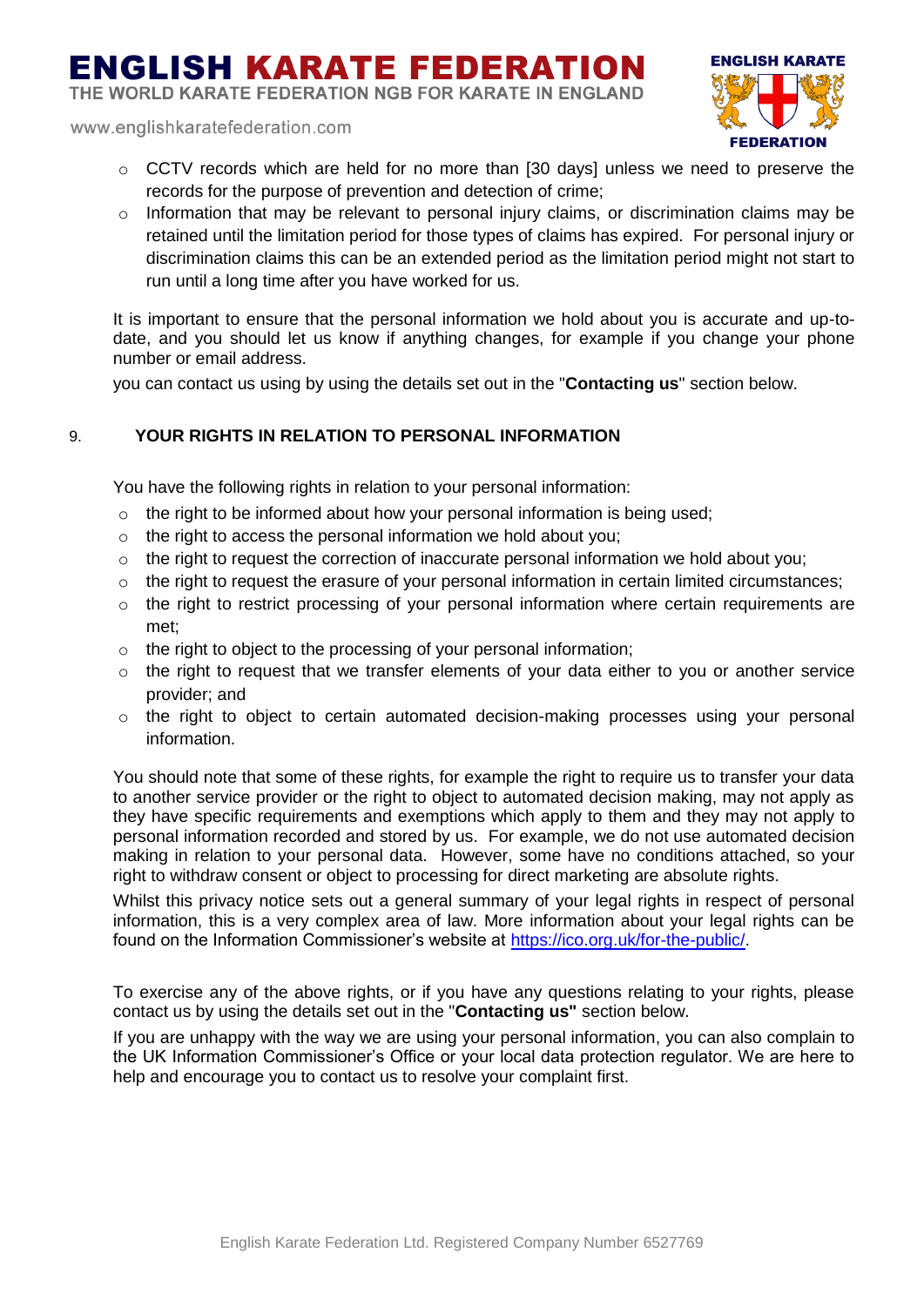- CCTV records which are held for no more than [30 days] unless we need to preserve the records for the purpose of prevention and detection of crime;
- Information that may be relevant to personal injury claims, or discrimination claims may be retained until the limitation period for those types of claims has expired. For personal injury or discrimination claims this can be an extended period as the limitation period might not start to run until a long time after you have worked for us.

It is important to ensure that the personal information we hold about you is accurate and up-to-date, and you should let us know if anything changes, for example if you change your phone number or email address.

you can contact us using by using the details set out in the "**Contacting us**" section below.

## 9. YOUR RIGHTS IN RELATION TO PERSONAL INFORMATION

You have the following rights in relation to your personal information:

- the right to be informed about how your personal information is being used;
- the right to access the personal information we hold about you;
- the right to request the correction of inaccurate personal information we hold about you;
- the right to request the erasure of your personal information in certain limited circumstances;
- the right to restrict processing of your personal information where certain requirements are met;
- the right to object to the processing of your personal information;
- the right to request that we transfer elements of your data either to you or another service provider; and
- the right to object to certain automated decision-making processes using your personal information.

You should note that some of these rights, for example the right to require us to transfer your data to another service provider or the right to object to automated decision making, may not apply as they have specific requirements and exemptions which apply to them and they may not apply to personal information recorded and stored by us. For example, we do not use automated decision making in relation to your personal data. However, some have no conditions attached, so your right to withdraw consent or object to processing for direct marketing are absolute rights.

Whilst this privacy notice sets out a general summary of your legal rights in respect of personal information, this is a very complex area of law. More information about your legal rights can be found on the Information Commissioner's website at https://ico.org.uk/for-the-public/.

To exercise any of the above rights, or if you have any questions relating to your rights, please contact us by using the details set out in the "**Contacting us"** section below.

If you are unhappy with the way we are using your personal information, you can also complain to the UK Information Commissioner's Office or your local data protection regulator. We are here to help and encourage you to contact us to resolve your complaint first.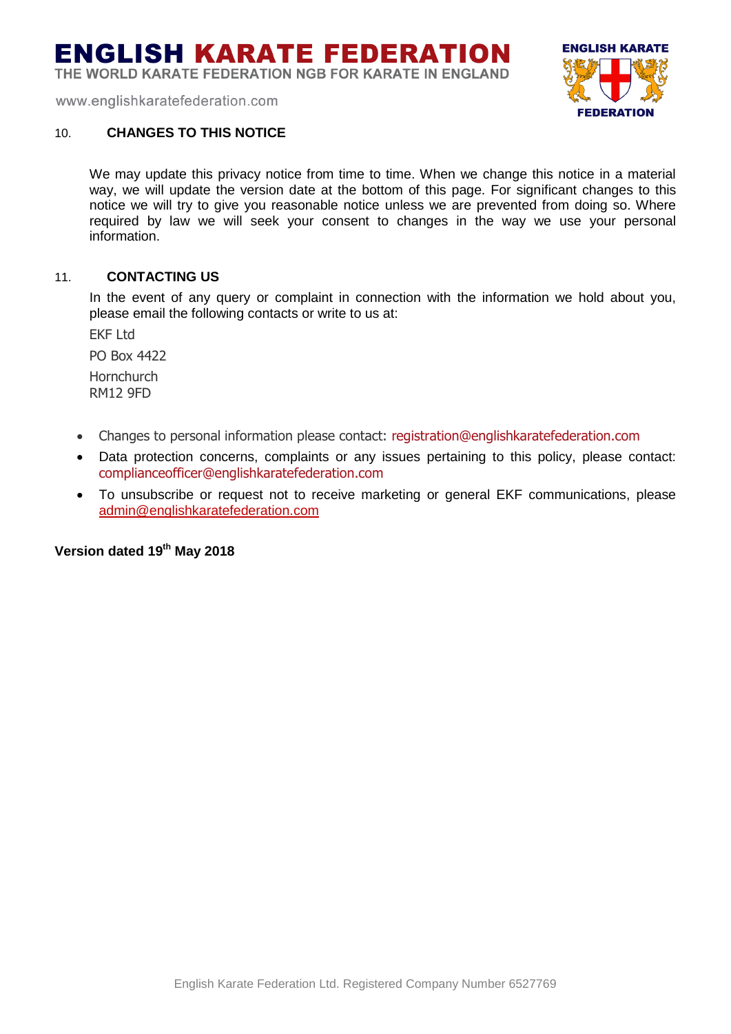## 10. CHANGES TO THIS NOTICE

We may update this privacy notice from time to time. When we change this notice in a material way, we will update the version date at the bottom of this page. For significant changes to this notice we will try to give you reasonable notice unless we are prevented from doing so. Where required by law we will seek your consent to changes in the way we use your personal information.

## 11. CONTACTING US

In the event of any query or complaint in connection with the information we hold about you, please email the following contacts or write to us at:

EKF Ltd

PO Box 4422

Hornchurch
RM12 9FD

- Changes to personal information please contact: registration@englishkaratefederation.com
- Data protection concerns, complaints or any issues pertaining to this policy, please contact: complianceofficer@englishkaratefederation.com
- To unsubscribe or request not to receive marketing or general EKF communications, please admin@englishkaratefederation.com

**Version dated 19th May 2018**